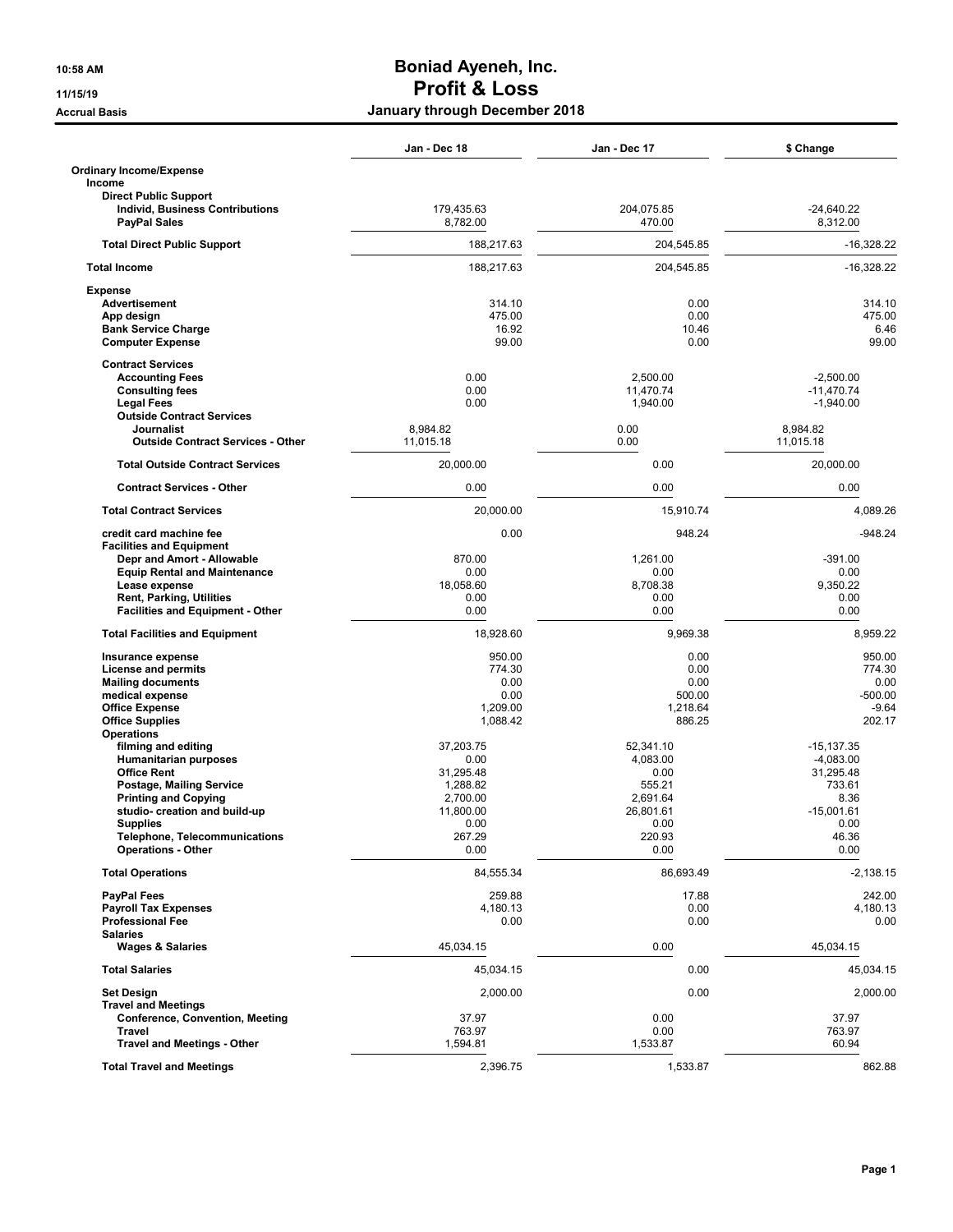# Boniad Ayeneh, Inc.
## Profit & Loss
### January through December 2018

10:58 AM
11/15/19
Accrual Basis

| | Jan - Dec 18 | Jan - Dec 17 | $ Change |
|---|---|---|---|
| **Ordinary Income/Expense** | | | |
| **Income** | | | |
| **Direct Public Support** | | | |
| **Individ, Business Contributions** | 179,435.63 | 204,075.85 | -24,640.22 |
| **PayPal Sales** | 8,782.00 | 470.00 | 8,312.00 |
| **Total Direct Public Support** | 188,217.63 | 204,545.85 | -16,328.22 |
| **Total Income** | 188,217.63 | 204,545.85 | -16,328.22 |
| **Expense** | | | |
| **Advertisement** | 314.10 | 0.00 | 314.10 |
| **App design** | 475.00 | 0.00 | 475.00 |
| **Bank Service Charge** | 16.92 | 10.46 | 6.46 |
| **Computer Expense** | 99.00 | 0.00 | 99.00 |
| **Contract Services** | | | |
| **Accounting Fees** | 0.00 | 2,500.00 | -2,500.00 |
| **Consulting fees** | 0.00 | 11,470.74 | -11,470.74 |
| **Legal Fees** | 0.00 | 1,940.00 | -1,940.00 |
| **Outside Contract Services** | | | |
| **Journalist** | 8,984.82 | 0.00 | 8,984.82 |
| **Outside Contract Services - Other** | 11,015.18 | 0.00 | 11,015.18 |
| **Total Outside Contract Services** | 20,000.00 | 0.00 | 20,000.00 |
| **Contract Services - Other** | 0.00 | 0.00 | 0.00 |
| **Total Contract Services** | 20,000.00 | 15,910.74 | 4,089.26 |
| **credit card machine fee** | 0.00 | 948.24 | -948.24 |
| **Facilities and Equipment** | | | |
| **Depr and Amort - Allowable** | 870.00 | 1,261.00 | -391.00 |
| **Equip Rental and Maintenance** | 0.00 | 0.00 | 0.00 |
| **Lease expense** | 18,058.60 | 8,708.38 | 9,350.22 |
| **Rent, Parking, Utilities** | 0.00 | 0.00 | 0.00 |
| **Facilities and Equipment - Other** | 0.00 | 0.00 | 0.00 |
| **Total Facilities and Equipment** | 18,928.60 | 9,969.38 | 8,959.22 |
| **Insurance expense** | 950.00 | 0.00 | 950.00 |
| **License and permits** | 774.30 | 0.00 | 774.30 |
| **Mailing documents** | 0.00 | 0.00 | 0.00 |
| **medical expense** | 0.00 | 500.00 | -500.00 |
| **Office Expense** | 1,209.00 | 1,218.64 | -9.64 |
| **Office Supplies** | 1,088.42 | 886.25 | 202.17 |
| **Operations** | | | |
| **filming and editing** | 37,203.75 | 52,341.10 | -15,137.35 |
| **Humanitarian purposes** | 0.00 | 4,083.00 | -4,083.00 |
| **Office Rent** | 31,295.48 | 0.00 | 31,295.48 |
| **Postage, Mailing Service** | 1,288.82 | 555.21 | 733.61 |
| **Printing and Copying** | 2,700.00 | 2,691.64 | 8.36 |
| **studio- creation and build-up** | 11,800.00 | 26,801.61 | -15,001.61 |
| **Supplies** | 0.00 | 0.00 | 0.00 |
| **Telephone, Telecommunications** | 267.29 | 220.93 | 46.36 |
| **Operations - Other** | 0.00 | 0.00 | 0.00 |
| **Total Operations** | 84,555.34 | 86,693.49 | -2,138.15 |
| **PayPal Fees** | 259.88 | 17.88 | 242.00 |
| **Payroll Tax Expenses** | 4,180.13 | 0.00 | 4,180.13 |
| **Professional Fee** | 0.00 | 0.00 | 0.00 |
| **Salaries** | | | |
| **Wages & Salaries** | 45,034.15 | 0.00 | 45,034.15 |
| **Total Salaries** | 45,034.15 | 0.00 | 45,034.15 |
| **Set Design** | 2,000.00 | 0.00 | 2,000.00 |
| **Travel and Meetings** | | | |
| **Conference, Convention, Meeting** | 37.97 | 0.00 | 37.97 |
| **Travel** | 763.97 | 0.00 | 763.97 |
| **Travel and Meetings - Other** | 1,594.81 | 1,533.87 | 60.94 |
| **Total Travel and Meetings** | 2,396.75 | 1,533.87 | 862.88 |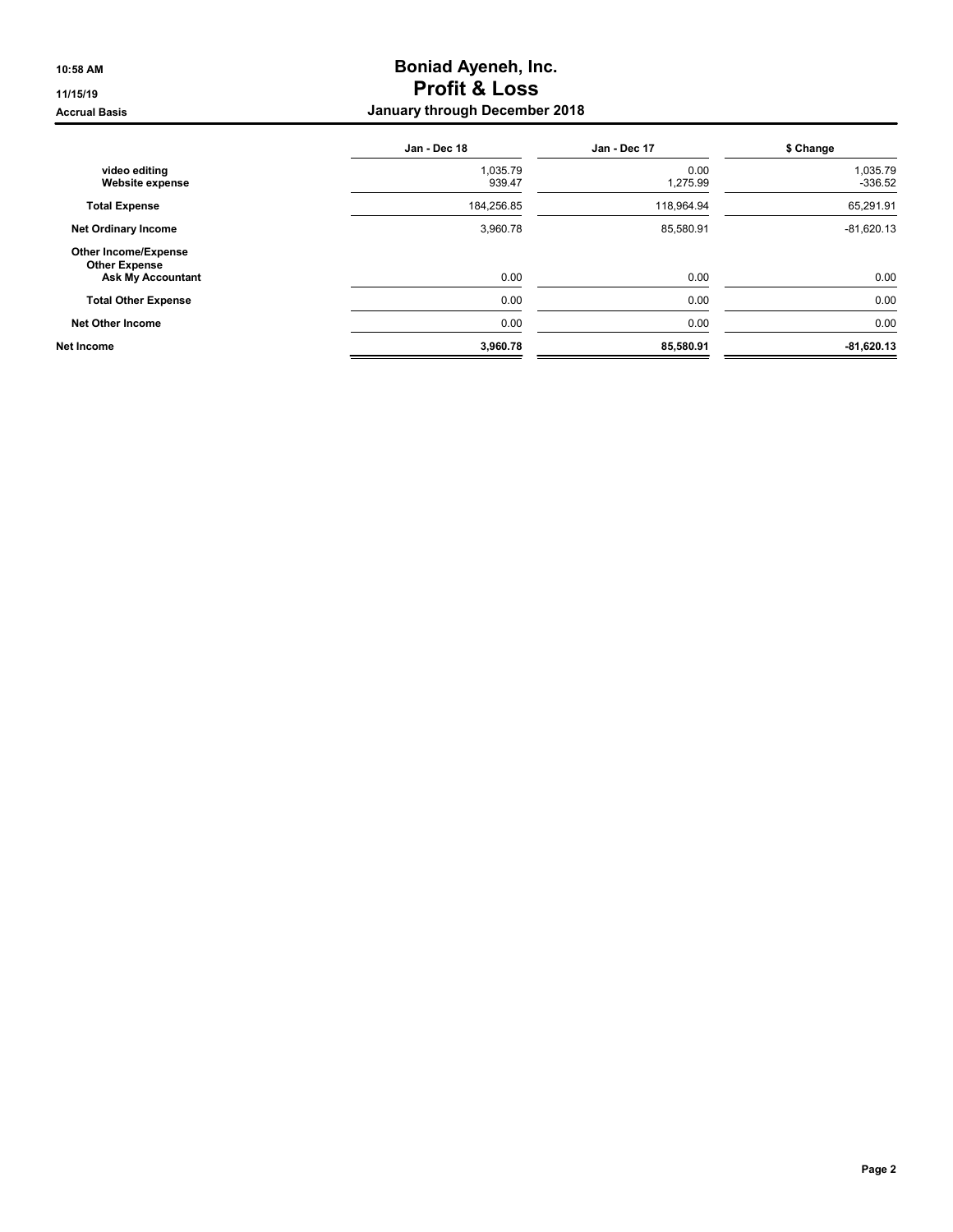# Boniad Ayeneh, Inc.
## Profit & Loss
### January through December 2018

10:58 AM
11/15/19
Accrual Basis

| | Jan - Dec 18 | Jan - Dec 17 | $ Change |
|---|---|---|---|
| video editing | 1,035.79 | 0.00 | 1,035.79 |
| Website expense | 939.47 | 1,275.99 | -336.52 |
| **Total Expense** | 184,256.85 | 118,964.94 | 65,291.91 |
| **Net Ordinary Income** | 3,960.78 | 85,580.91 | -81,620.13 |
| **Other Income/Expense** | | | |
| **Other Expense** | | | |
| **Ask My Accountant** | 0.00 | 0.00 | 0.00 |
| **Total Other Expense** | 0.00 | 0.00 | 0.00 |
| **Net Other Income** | 0.00 | 0.00 | 0.00 |
| **Net Income** | **3,960.78** | **85,580.91** | **-81,620.13** |